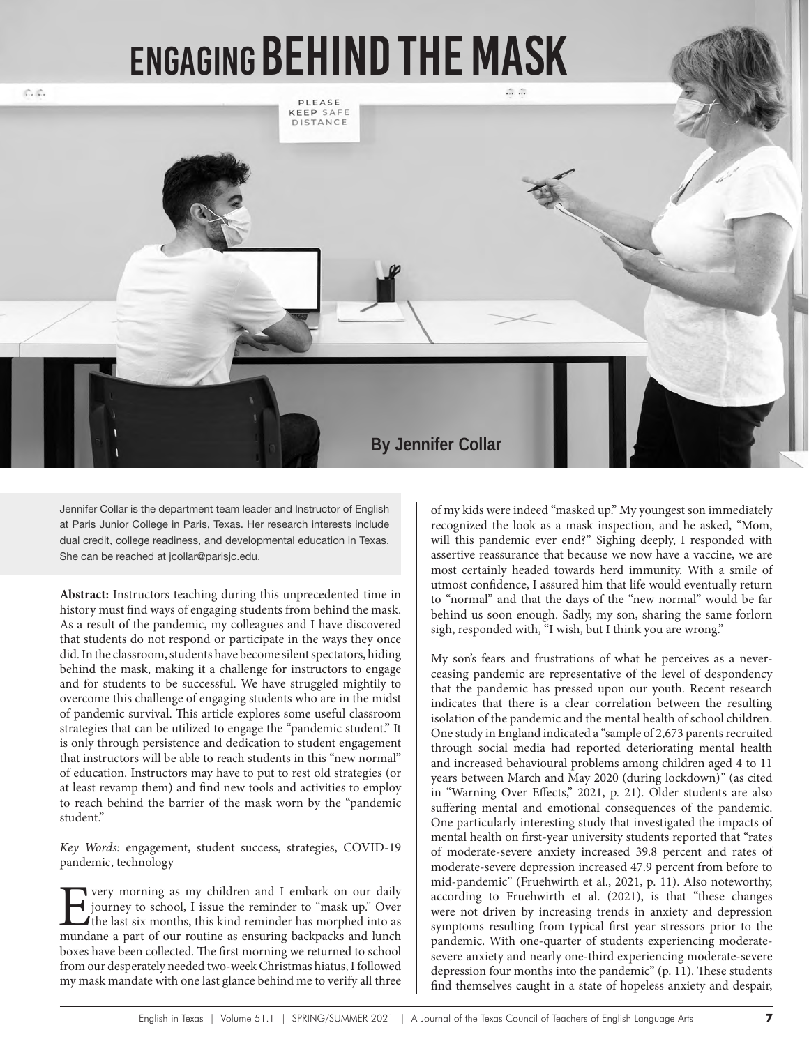# ENGAGING BEHIND THE MASK

**By Jennifer Collar**

Jennifer Collar is the department team leader and Instructor of English at Paris Junior College in Paris, Texas. Her research interests include dual credit, college readiness, and developmental education in Texas. She can be reached at jcollar@parisjc.edu.

**Abstract:** Instructors teaching during this unprecedented time in history must find ways of engaging students from behind the mask. As a result of the pandemic, my colleagues and I have discovered that students do not respond or participate in the ways they once did. In the classroom, students have become silent spectators, hiding behind the mask, making it a challenge for instructors to engage and for students to be successful. We have struggled mightily to overcome this challenge of engaging students who are in the midst of pandemic survival. This article explores some useful classroom strategies that can be utilized to engage the "pandemic student." It is only through persistence and dedication to student engagement that instructors will be able to reach students in this "new normal" of education. Instructors may have to put to rest old strategies (or at least revamp them) and find new tools and activities to employ to reach behind the barrier of the mask worn by the "pandemic student."

*Key Words:* engagement, student success, strategies, COVID-19 pandemic, technology

Every morning as my children and I embark on our daily journey to school, I issue the reminder to "mask up." Over the last six months, this kind reminder has morphed into as mundane a part of our routine as ensuring backpacks and lunch boxes have been collected. The first morning we returned to school from our desperately needed two-week Christmas hiatus, I followed my mask mandate with one last glance behind me to verify all three of my kids were indeed "masked up." My youngest son immediately recognized the look as a mask inspection, and he asked, "Mom, will this pandemic ever end?" Sighing deeply, I responded with assertive reassurance that because we now have a vaccine, we are most certainly headed towards herd immunity. With a smile of utmost confidence, I assured him that life would eventually return to "normal" and that the days of the "new normal" would be far behind us soon enough. Sadly, my son, sharing the same forlorn sigh, responded with, "I wish, but I think you are wrong."

My son's fears and frustrations of what he perceives as a never-ceasing pandemic are representative of the level of despondency that the pandemic has pressed upon our youth. Recent research indicates that there is a clear correlation between the resulting isolation of the pandemic and the mental health of school children. One study in England indicated a "sample of 2,673 parents recruited through social media had reported deteriorating mental health and increased behavioural problems among children aged 4 to 11 years between March and May 2020 (during lockdown)" (as cited in "Warning Over Effects," 2021, p. 21). Older students are also suffering mental and emotional consequences of the pandemic. One particularly interesting study that investigated the impacts of mental health on first-year university students reported that "rates of moderate-severe anxiety increased 39.8 percent and rates of moderate-severe depression increased 47.9 percent from before to mid-pandemic" (Fruehwirth et al., 2021, p. 11). Also noteworthy, according to Fruehwirth et al. (2021), is that "these changes were not driven by increasing trends in anxiety and depression symptoms resulting from typical first year stressors prior to the pandemic. With one-quarter of students experiencing moderate-severe anxiety and nearly one-third experiencing moderate-severe depression four months into the pandemic" (p. 11). These students find themselves caught in a state of hopeless anxiety and despair,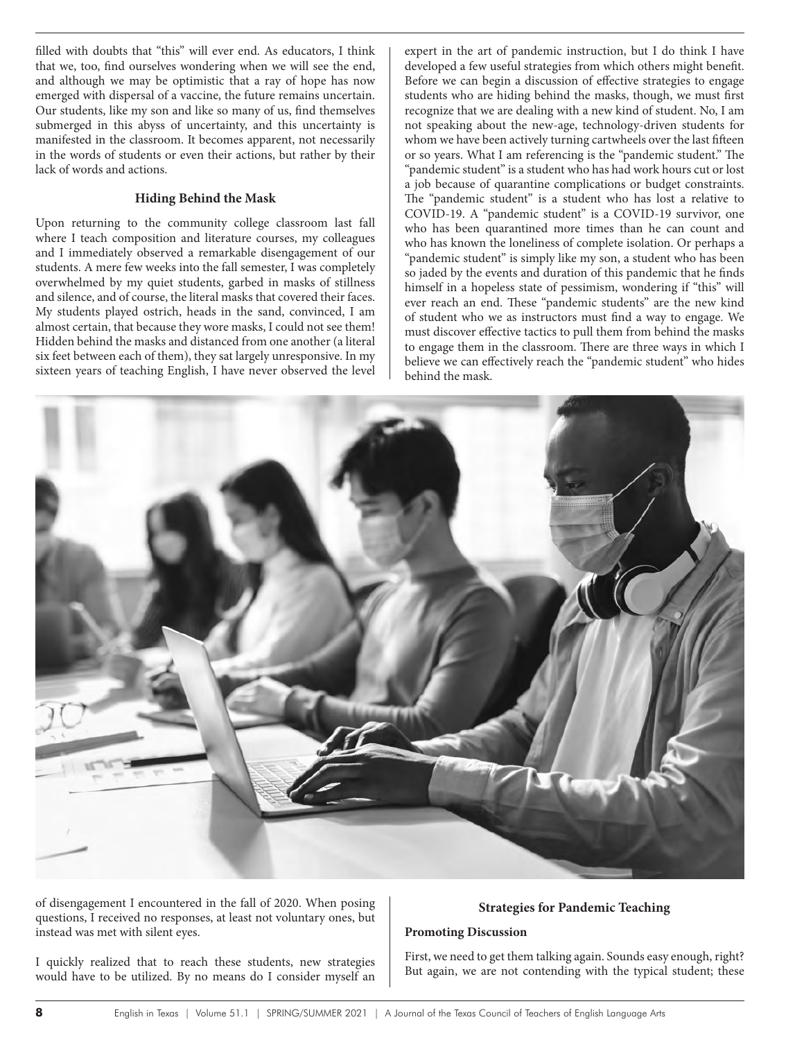filled with doubts that "this" will ever end. As educators, I think that we, too, find ourselves wondering when we will see the end, and although we may be optimistic that a ray of hope has now emerged with dispersal of a vaccine, the future remains uncertain. Our students, like my son and like so many of us, find themselves submerged in this abyss of uncertainty, and this uncertainty is manifested in the classroom. It becomes apparent, not necessarily in the words of students or even their actions, but rather by their lack of words and actions.

**Hiding Behind the Mask**

Upon returning to the community college classroom last fall where I teach composition and literature courses, my colleagues and I immediately observed a remarkable disengagement of our students. A mere few weeks into the fall semester, I was completely overwhelmed by my quiet students, garbed in masks of stillness and silence, and of course, the literal masks that covered their faces. My students played ostrich, heads in the sand, convinced, I am almost certain, that because they wore masks, I could not see them! Hidden behind the masks and distanced from one another (a literal six feet between each of them), they sat largely unresponsive. In my sixteen years of teaching English, I have never observed the level of disengagement I encountered in the fall of 2020. When posing questions, I received no responses, at least not voluntary ones, but instead was met with silent eyes.

I quickly realized that to reach these students, new strategies would have to be utilized. By no means do I consider myself an expert in the art of pandemic instruction, but I do think I have developed a few useful strategies from which others might benefit. Before we can begin a discussion of effective strategies to engage students who are hiding behind the masks, though, we must first recognize that we are dealing with a new kind of student. No, I am not speaking about the new-age, technology-driven students for whom we have been actively turning cartwheels over the last fifteen or so years. What I am referencing is the "pandemic student." The "pandemic student" is a student who has had work hours cut or lost a job because of quarantine complications or budget constraints. The "pandemic student" is a student who has lost a relative to COVID-19. A "pandemic student" is a COVID-19 survivor, one who has been quarantined more times than he can count and who has known the loneliness of complete isolation. Or perhaps a "pandemic student" is simply like my son, a student who has been so jaded by the events and duration of this pandemic that he finds himself in a hopeless state of pessimism, wondering if "this" will ever reach an end. These "pandemic students" are the new kind of student who we as instructors must find a way to engage. We must discover effective tactics to pull them from behind the masks to engage them in the classroom. There are three ways in which I believe we can effectively reach the "pandemic student" who hides behind the mask.

**Strategies for Pandemic Teaching**

**Promoting Discussion**

First, we need to get them talking again. Sounds easy enough, right? But again, we are not contending with the typical student; these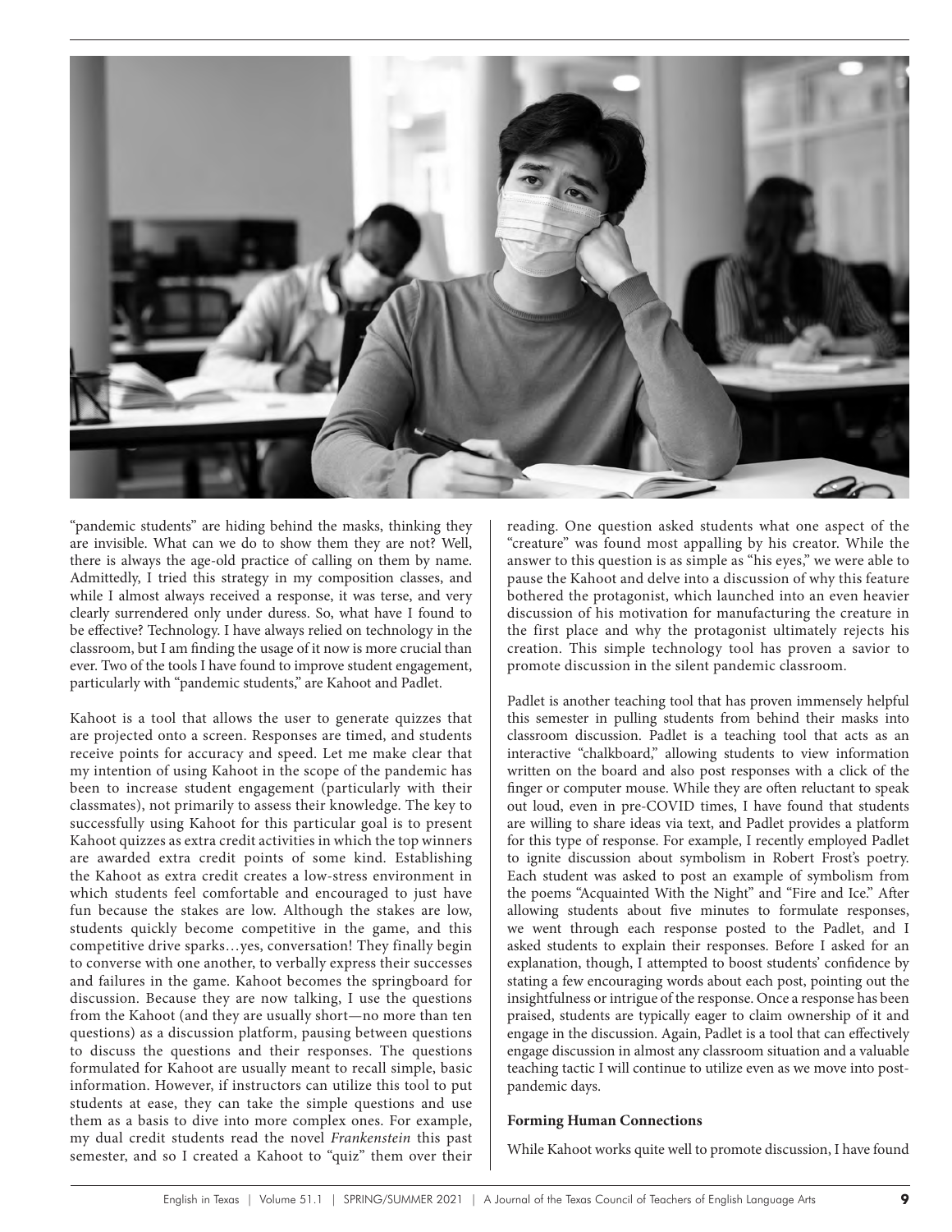"pandemic students" are hiding behind the masks, thinking they are invisible. What can we do to show them they are not? Well, there is always the age-old practice of calling on them by name. Admittedly, I tried this strategy in my composition classes, and while I almost always received a response, it was terse, and very clearly surrendered only under duress. So, what have I found to be effective? Technology. I have always relied on technology in the classroom, but I am finding the usage of it now is more crucial than ever. Two of the tools I have found to improve student engagement, particularly with "pandemic students," are Kahoot and Padlet.

Kahoot is a tool that allows the user to generate quizzes that are projected onto a screen. Responses are timed, and students receive points for accuracy and speed. Let me make clear that my intention of using Kahoot in the scope of the pandemic has been to increase student engagement (particularly with their classmates), not primarily to assess their knowledge. The key to successfully using Kahoot for this particular goal is to present Kahoot quizzes as extra credit activities in which the top winners are awarded extra credit points of some kind. Establishing the Kahoot as extra credit creates a low-stress environment in which students feel comfortable and encouraged to just have fun because the stakes are low. Although the stakes are low, students quickly become competitive in the game, and this competitive drive sparks…yes, conversation! They finally begin to converse with one another, to verbally express their successes and failures in the game. Kahoot becomes the springboard for discussion. Because they are now talking, I use the questions from the Kahoot (and they are usually short—no more than ten questions) as a discussion platform, pausing between questions to discuss the questions and their responses. The questions formulated for Kahoot are usually meant to recall simple, basic information. However, if instructors can utilize this tool to put students at ease, they can take the simple questions and use them as a basis to dive into more complex ones. For example, my dual credit students read the novel *Frankenstein* this past semester, and so I created a Kahoot to "quiz" them over their reading. One question asked students what one aspect of the "creature" was found most appalling by his creator. While the answer to this question is as simple as "his eyes," we were able to pause the Kahoot and delve into a discussion of why this feature bothered the protagonist, which launched into an even heavier discussion of his motivation for manufacturing the creature in the first place and why the protagonist ultimately rejects his creation. This simple technology tool has proven a savior to promote discussion in the silent pandemic classroom.

Padlet is another teaching tool that has proven immensely helpful this semester in pulling students from behind their masks into classroom discussion. Padlet is a teaching tool that acts as an interactive "chalkboard," allowing students to view information written on the board and also post responses with a click of the finger or computer mouse. While they are often reluctant to speak out loud, even in pre-COVID times, I have found that students are willing to share ideas via text, and Padlet provides a platform for this type of response. For example, I recently employed Padlet to ignite discussion about symbolism in Robert Frost's poetry. Each student was asked to post an example of symbolism from the poems "Acquainted With the Night" and "Fire and Ice." After allowing students about five minutes to formulate responses, we went through each response posted to the Padlet, and I asked students to explain their responses. Before I asked for an explanation, though, I attempted to boost students' confidence by stating a few encouraging words about each post, pointing out the insightfulness or intrigue of the response. Once a response has been praised, students are typically eager to claim ownership of it and engage in the discussion. Again, Padlet is a tool that can effectively engage discussion in almost any classroom situation and a valuable teaching tactic I will continue to utilize even as we move into post-pandemic days.

**Forming Human Connections**

While Kahoot works quite well to promote discussion, I have found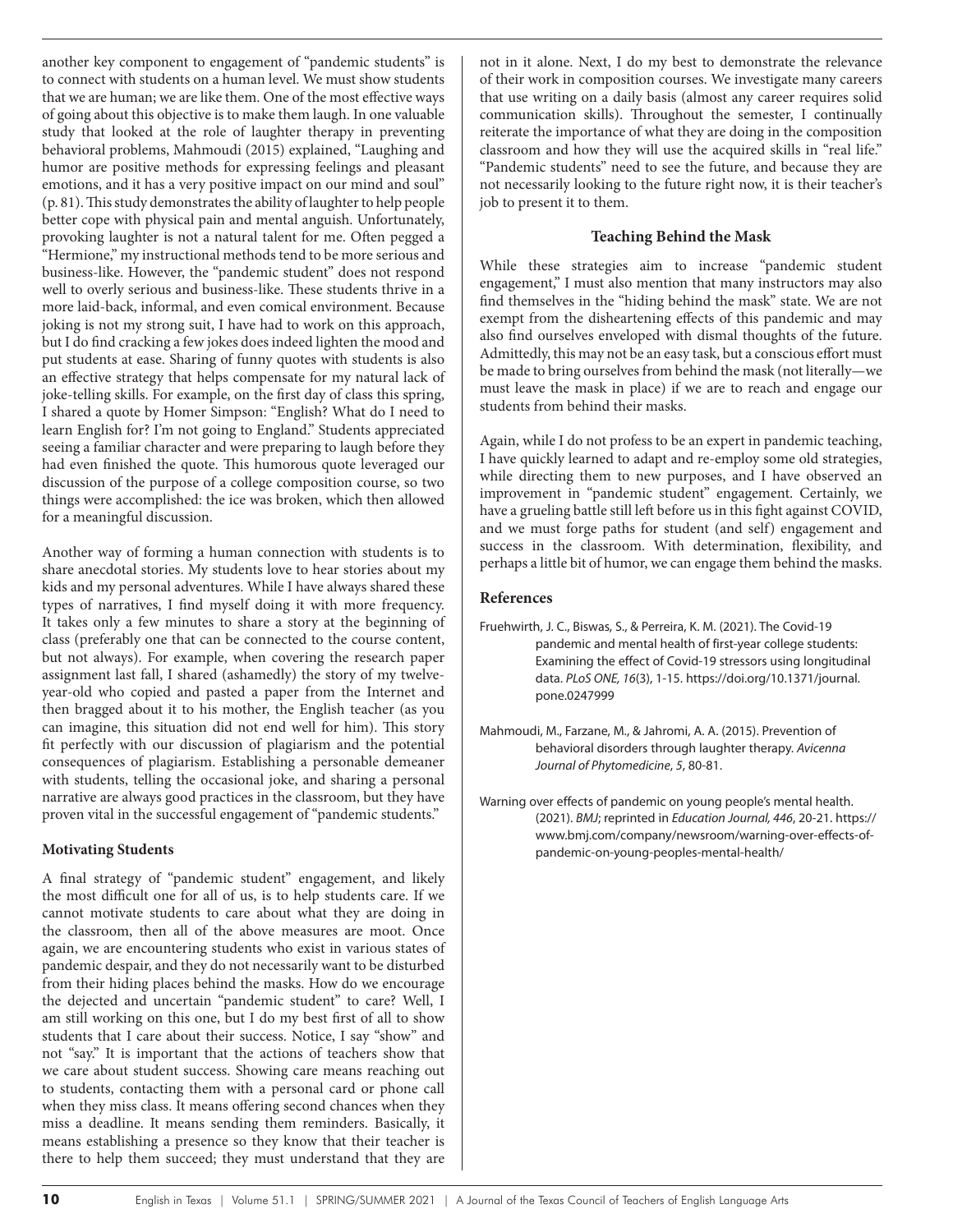another key component to engagement of "pandemic students" is to connect with students on a human level. We must show students that we are human; we are like them. One of the most effective ways of going about this objective is to make them laugh. In one valuable study that looked at the role of laughter therapy in preventing behavioral problems, Mahmoudi (2015) explained, "Laughing and humor are positive methods for expressing feelings and pleasant emotions, and it has a very positive impact on our mind and soul" (p. 81). This study demonstrates the ability of laughter to help people better cope with physical pain and mental anguish. Unfortunately, provoking laughter is not a natural talent for me. Often pegged a "Hermione," my instructional methods tend to be more serious and business-like. However, the "pandemic student" does not respond well to overly serious and business-like. These students thrive in a more laid-back, informal, and even comical environment. Because joking is not my strong suit, I have had to work on this approach, but I do find cracking a few jokes does indeed lighten the mood and put students at ease. Sharing of funny quotes with students is also an effective strategy that helps compensate for my natural lack of joke-telling skills. For example, on the first day of class this spring, I shared a quote by Homer Simpson: "English? What do I need to learn English for? I'm not going to England." Students appreciated seeing a familiar character and were preparing to laugh before they had even finished the quote. This humorous quote leveraged our discussion of the purpose of a college composition course, so two things were accomplished: the ice was broken, which then allowed for a meaningful discussion.

Another way of forming a human connection with students is to share anecdotal stories. My students love to hear stories about my kids and my personal adventures. While I have always shared these types of narratives, I find myself doing it with more frequency. It takes only a few minutes to share a story at the beginning of class (preferably one that can be connected to the course content, but not always). For example, when covering the research paper assignment last fall, I shared (ashamedly) the story of my twelve-year-old who copied and pasted a paper from the Internet and then bragged about it to his mother, the English teacher (as you can imagine, this situation did not end well for him). This story fit perfectly with our discussion of plagiarism and the potential consequences of plagiarism. Establishing a personable demeaner with students, telling the occasional joke, and sharing a personal narrative are always good practices in the classroom, but they have proven vital in the successful engagement of "pandemic students."

### Motivating Students

A final strategy of "pandemic student" engagement, and likely the most difficult one for all of us, is to help students care. If we cannot motivate students to care about what they are doing in the classroom, then all of the above measures are moot. Once again, we are encountering students who exist in various states of pandemic despair, and they do not necessarily want to be disturbed from their hiding places behind the masks. How do we encourage the dejected and uncertain "pandemic student" to care? Well, I am still working on this one, but I do my best first of all to show students that I care about their success. Notice, I say "show" and not "say." It is important that the actions of teachers show that we care about student success. Showing care means reaching out to students, contacting them with a personal card or phone call when they miss class. It means offering second chances when they miss a deadline. It means sending them reminders. Basically, it means establishing a presence so they know that their teacher is there to help them succeed; they must understand that they are not in it alone. Next, I do my best to demonstrate the relevance of their work in composition courses. We investigate many careers that use writing on a daily basis (almost any career requires solid communication skills). Throughout the semester, I continually reiterate the importance of what they are doing in the composition classroom and how they will use the acquired skills in "real life." "Pandemic students" need to see the future, and because they are not necessarily looking to the future right now, it is their teacher's job to present it to them.

### Teaching Behind the Mask

While these strategies aim to increase "pandemic student engagement," I must also mention that many instructors may also find themselves in the "hiding behind the mask" state. We are not exempt from the disheartening effects of this pandemic and may also find ourselves enveloped with dismal thoughts of the future. Admittedly, this may not be an easy task, but a conscious effort must be made to bring ourselves from behind the mask (not literally—we must leave the mask in place) if we are to reach and engage our students from behind their masks.

Again, while I do not profess to be an expert in pandemic teaching, I have quickly learned to adapt and re-employ some old strategies, while directing them to new purposes, and I have observed an improvement in "pandemic student" engagement. Certainly, we have a grueling battle still left before us in this fight against COVID, and we must forge paths for student (and self) engagement and success in the classroom. With determination, flexibility, and perhaps a little bit of humor, we can engage them behind the masks.

### References

Fruehwirth, J. C., Biswas, S., & Perreira, K. M. (2021). The Covid-19 pandemic and mental health of first-year college students: Examining the effect of Covid-19 stressors using longitudinal data. *PLoS ONE, 16*(3), 1-15. https://doi.org/10.1371/journal.pone.0247999

Mahmoudi, M., Farzane, M., & Jahromi, A. A. (2015). Prevention of behavioral disorders through laughter therapy. *Avicenna Journal of Phytomedicine*, *5*, 80-81.

Warning over effects of pandemic on young people's mental health. (2021). *BMJ*; reprinted in *Education Journal, 446*, 20-21. https://www.bmj.com/company/newsroom/warning-over-effects-of-pandemic-on-young-peoples-mental-health/